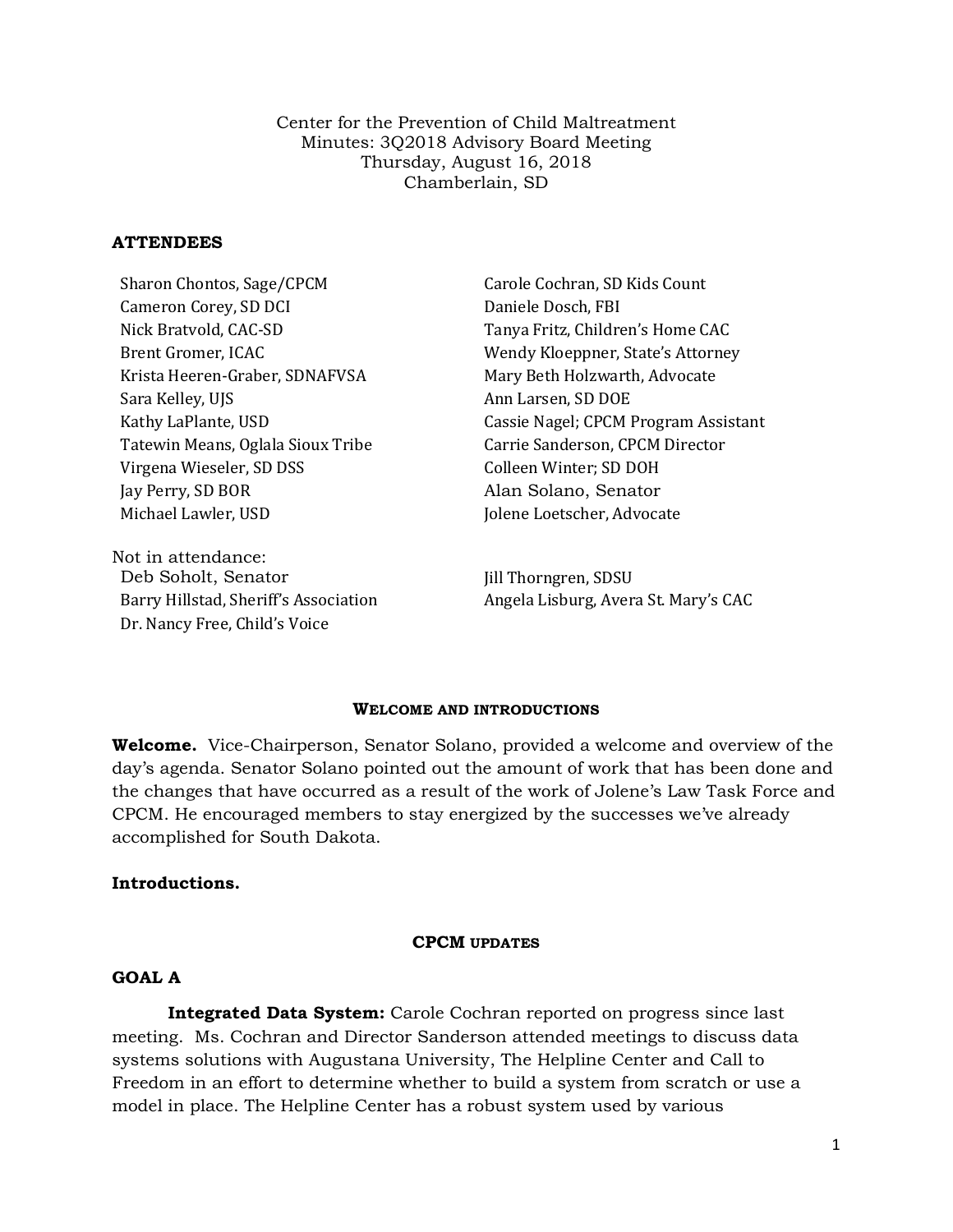Center for the Prevention of Child Maltreatment
Minutes: 3Q2018 Advisory Board Meeting
Thursday, August 16, 2018
Chamberlain, SD

### ATTENDEES

Sharon Chontos, Sage/CPCM
Cameron Corey, SD DCI
Nick Bratvold, CAC-SD
Brent Gromer, ICAC
Krista Heeren-Graber, SDNAFVSA
Sara Kelley, UJS
Kathy LaPlante, USD
Tatewin Means, Oglala Sioux Tribe
Virgena Wieseler, SD DSS
Jay Perry, SD BOR
Michael Lawler, USD
Carole Cochran, SD Kids Count
Daniele Dosch, FBI
Tanya Fritz, Children's Home CAC
Wendy Kloeppner, State's Attorney
Mary Beth Holzwarth, Advocate
Ann Larsen, SD DOE
Cassie Nagel; CPCM Program Assistant
Carrie Sanderson, CPCM Director
Colleen Winter; SD DOH
Alan Solano, Senator
Jolene Loetscher, Advocate

Not in attendance:
Deb Soholt, Senator
Barry Hillstad, Sheriff's Association
Dr. Nancy Free, Child's Voice
Jill Thorngren, SDSU
Angela Lisburg, Avera St. Mary's CAC

### WELCOME AND INTRODUCTIONS

**Welcome.** Vice-Chairperson, Senator Solano, provided a welcome and overview of the day's agenda. Senator Solano pointed out the amount of work that has been done and the changes that have occurred as a result of the work of Jolene's Law Task Force and CPCM. He encouraged members to stay energized by the successes we've already accomplished for South Dakota.

**Introductions.**

### CPCM UPDATES

### GOAL A

**Integrated Data System:** Carole Cochran reported on progress since last meeting. Ms. Cochran and Director Sanderson attended meetings to discuss data systems solutions with Augustana University, The Helpline Center and Call to Freedom in an effort to determine whether to build a system from scratch or use a model in place. The Helpline Center has a robust system used by various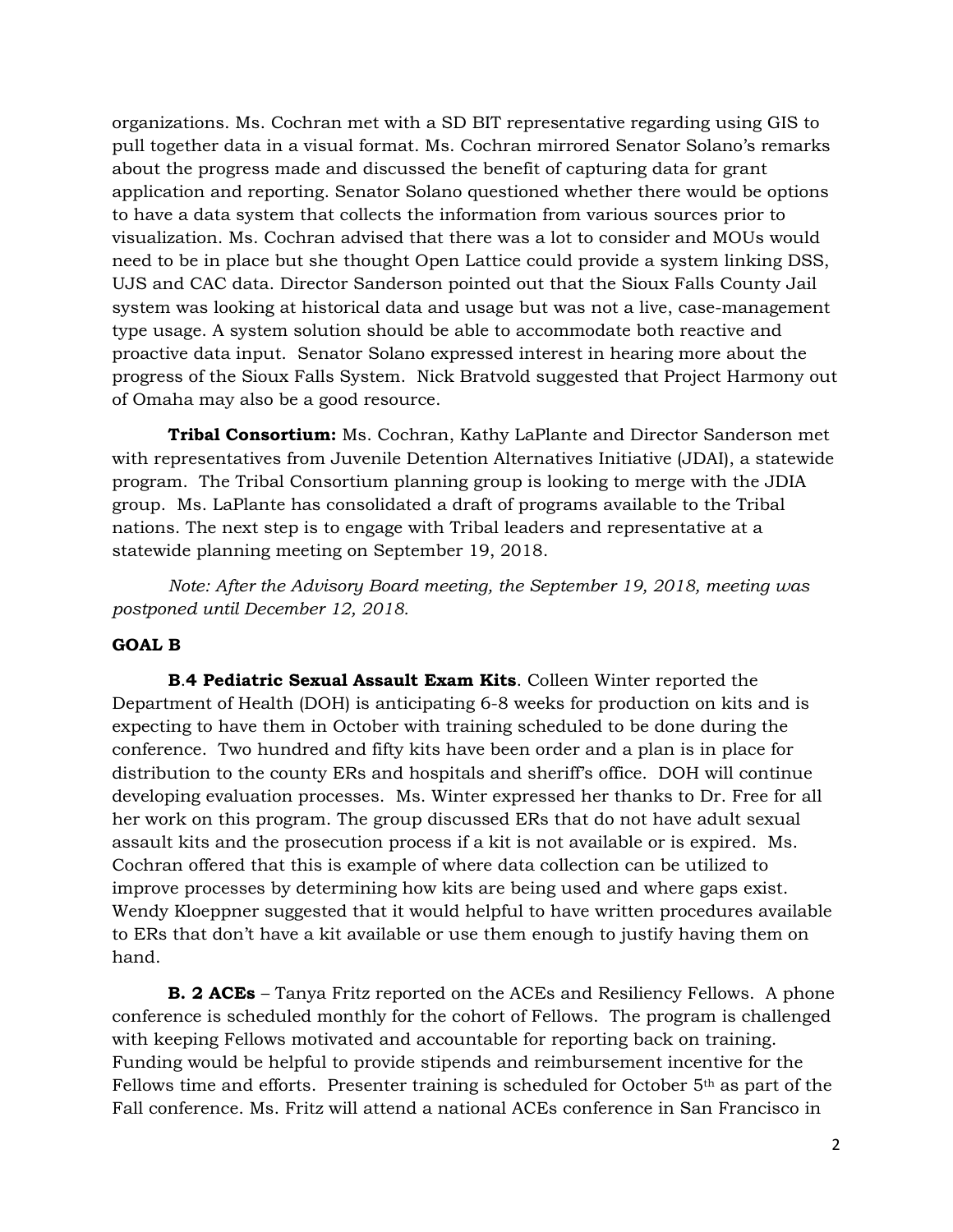organizations. Ms. Cochran met with a SD BIT representative regarding using GIS to pull together data in a visual format. Ms. Cochran mirrored Senator Solano's remarks about the progress made and discussed the benefit of capturing data for grant application and reporting. Senator Solano questioned whether there would be options to have a data system that collects the information from various sources prior to visualization. Ms. Cochran advised that there was a lot to consider and MOUs would need to be in place but she thought Open Lattice could provide a system linking DSS, UJS and CAC data. Director Sanderson pointed out that the Sioux Falls County Jail system was looking at historical data and usage but was not a live, case-management type usage. A system solution should be able to accommodate both reactive and proactive data input. Senator Solano expressed interest in hearing more about the progress of the Sioux Falls System. Nick Bratvold suggested that Project Harmony out of Omaha may also be a good resource.

**Tribal Consortium:** Ms. Cochran, Kathy LaPlante and Director Sanderson met with representatives from Juvenile Detention Alternatives Initiative (JDAI), a statewide program. The Tribal Consortium planning group is looking to merge with the JDIA group. Ms. LaPlante has consolidated a draft of programs available to the Tribal nations. The next step is to engage with Tribal leaders and representative at a statewide planning meeting on September 19, 2018.

*Note: After the Advisory Board meeting, the September 19, 2018, meeting was postponed until December 12, 2018.*

**GOAL B**

**B.4 Pediatric Sexual Assault Exam Kits**. Colleen Winter reported the Department of Health (DOH) is anticipating 6-8 weeks for production on kits and is expecting to have them in October with training scheduled to be done during the conference. Two hundred and fifty kits have been order and a plan is in place for distribution to the county ERs and hospitals and sheriff's office. DOH will continue developing evaluation processes. Ms. Winter expressed her thanks to Dr. Free for all her work on this program. The group discussed ERs that do not have adult sexual assault kits and the prosecution process if a kit is not available or is expired. Ms. Cochran offered that this is example of where data collection can be utilized to improve processes by determining how kits are being used and where gaps exist. Wendy Kloeppner suggested that it would helpful to have written procedures available to ERs that don't have a kit available or use them enough to justify having them on hand.

**B. 2 ACEs** – Tanya Fritz reported on the ACEs and Resiliency Fellows. A phone conference is scheduled monthly for the cohort of Fellows. The program is challenged with keeping Fellows motivated and accountable for reporting back on training. Funding would be helpful to provide stipends and reimbursement incentive for the Fellows time and efforts. Presenter training is scheduled for October 5th as part of the Fall conference. Ms. Fritz will attend a national ACEs conference in San Francisco in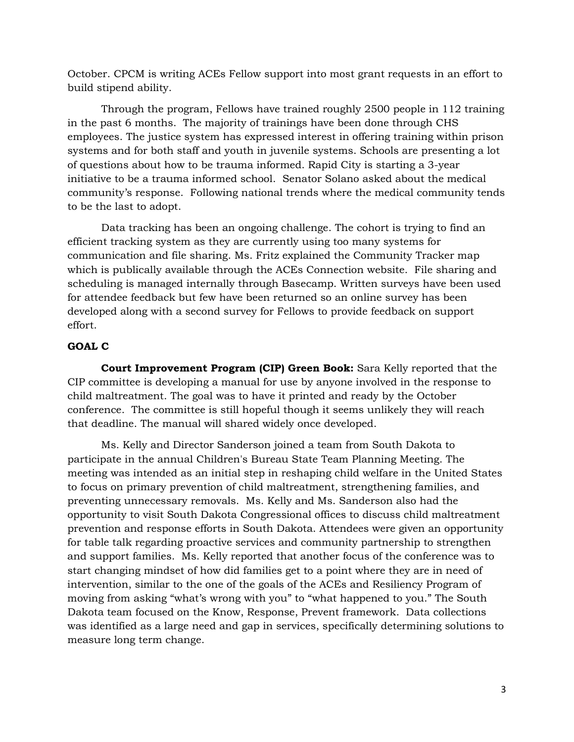October. CPCM is writing ACEs Fellow support into most grant requests in an effort to build stipend ability.

Through the program, Fellows have trained roughly 2500 people in 112 training in the past 6 months. The majority of trainings have been done through CHS employees. The justice system has expressed interest in offering training within prison systems and for both staff and youth in juvenile systems. Schools are presenting a lot of questions about how to be trauma informed. Rapid City is starting a 3-year initiative to be a trauma informed school. Senator Solano asked about the medical community's response. Following national trends where the medical community tends to be the last to adopt.

Data tracking has been an ongoing challenge. The cohort is trying to find an efficient tracking system as they are currently using too many systems for communication and file sharing. Ms. Fritz explained the Community Tracker map which is publically available through the ACEs Connection website. File sharing and scheduling is managed internally through Basecamp. Written surveys have been used for attendee feedback but few have been returned so an online survey has been developed along with a second survey for Fellows to provide feedback on support effort.

**GOAL C**

**Court Improvement Program (CIP) Green Book:** Sara Kelly reported that the CIP committee is developing a manual for use by anyone involved in the response to child maltreatment. The goal was to have it printed and ready by the October conference. The committee is still hopeful though it seems unlikely they will reach that deadline. The manual will shared widely once developed.

Ms. Kelly and Director Sanderson joined a team from South Dakota to participate in the annual Children's Bureau State Team Planning Meeting. The meeting was intended as an initial step in reshaping child welfare in the United States to focus on primary prevention of child maltreatment, strengthening families, and preventing unnecessary removals. Ms. Kelly and Ms. Sanderson also had the opportunity to visit South Dakota Congressional offices to discuss child maltreatment prevention and response efforts in South Dakota. Attendees were given an opportunity for table talk regarding proactive services and community partnership to strengthen and support families. Ms. Kelly reported that another focus of the conference was to start changing mindset of how did families get to a point where they are in need of intervention, similar to the one of the goals of the ACEs and Resiliency Program of moving from asking "what's wrong with you" to "what happened to you." The South Dakota team focused on the Know, Response, Prevent framework. Data collections was identified as a large need and gap in services, specifically determining solutions to measure long term change.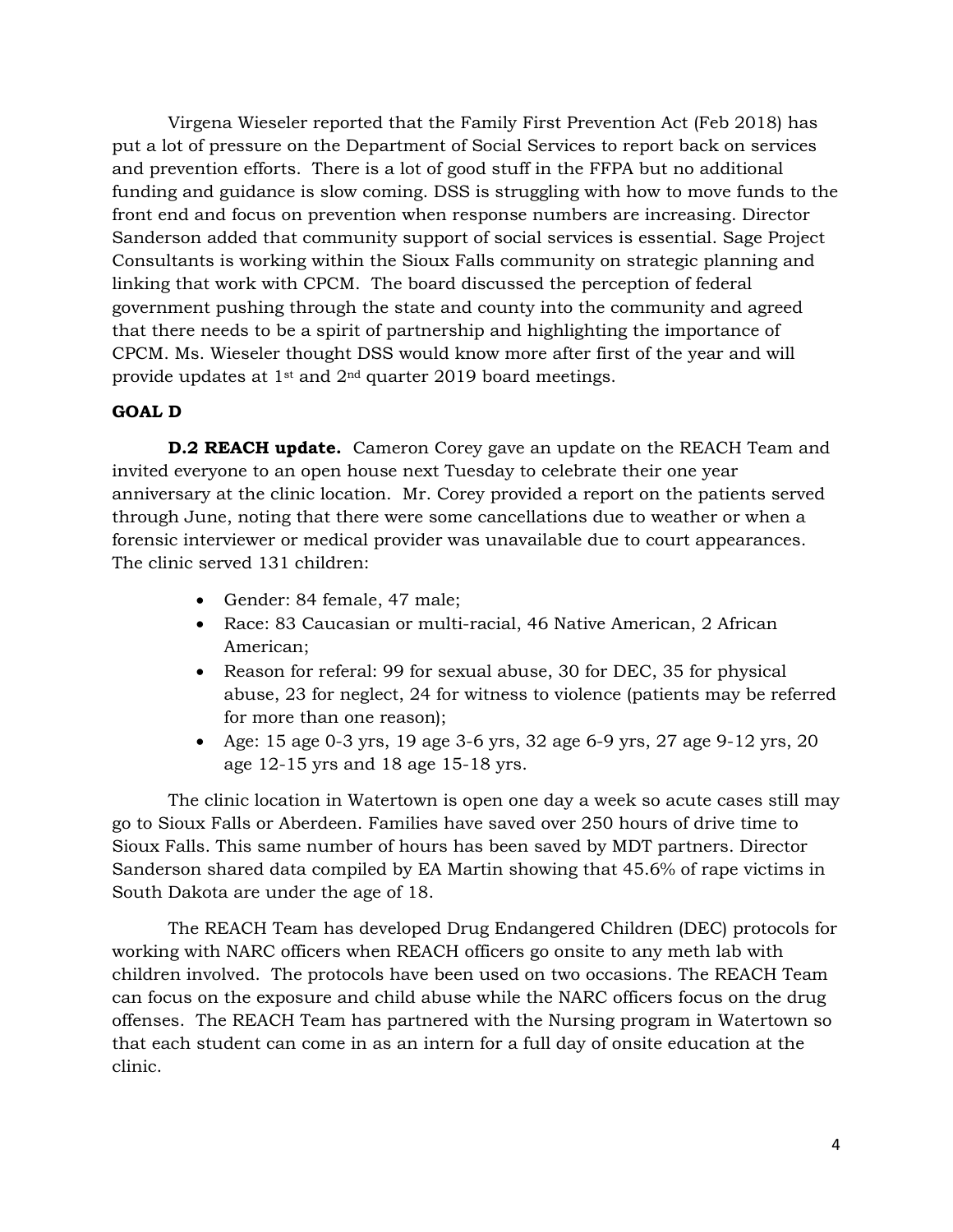Virgena Wieseler reported that the Family First Prevention Act (Feb 2018) has put a lot of pressure on the Department of Social Services to report back on services and prevention efforts. There is a lot of good stuff in the FFPA but no additional funding and guidance is slow coming. DSS is struggling with how to move funds to the front end and focus on prevention when response numbers are increasing. Director Sanderson added that community support of social services is essential. Sage Project Consultants is working within the Sioux Falls community on strategic planning and linking that work with CPCM. The board discussed the perception of federal government pushing through the state and county into the community and agreed that there needs to be a spirit of partnership and highlighting the importance of CPCM. Ms. Wieseler thought DSS would know more after first of the year and will provide updates at 1st and 2nd quarter 2019 board meetings.

**GOAL D**

**D.2 REACH update.** Cameron Corey gave an update on the REACH Team and invited everyone to an open house next Tuesday to celebrate their one year anniversary at the clinic location. Mr. Corey provided a report on the patients served through June, noting that there were some cancellations due to weather or when a forensic interviewer or medical provider was unavailable due to court appearances. The clinic served 131 children:

- Gender: 84 female, 47 male;
- Race: 83 Caucasian or multi-racial, 46 Native American, 2 African American;
- Reason for referal: 99 for sexual abuse, 30 for DEC, 35 for physical abuse, 23 for neglect, 24 for witness to violence (patients may be referred for more than one reason);
- Age: 15 age 0-3 yrs, 19 age 3-6 yrs, 32 age 6-9 yrs, 27 age 9-12 yrs, 20 age 12-15 yrs and 18 age 15-18 yrs.

The clinic location in Watertown is open one day a week so acute cases still may go to Sioux Falls or Aberdeen. Families have saved over 250 hours of drive time to Sioux Falls. This same number of hours has been saved by MDT partners. Director Sanderson shared data compiled by EA Martin showing that 45.6% of rape victims in South Dakota are under the age of 18.

The REACH Team has developed Drug Endangered Children (DEC) protocols for working with NARC officers when REACH officers go onsite to any meth lab with children involved. The protocols have been used on two occasions. The REACH Team can focus on the exposure and child abuse while the NARC officers focus on the drug offenses. The REACH Team has partnered with the Nursing program in Watertown so that each student can come in as an intern for a full day of onsite education at the clinic.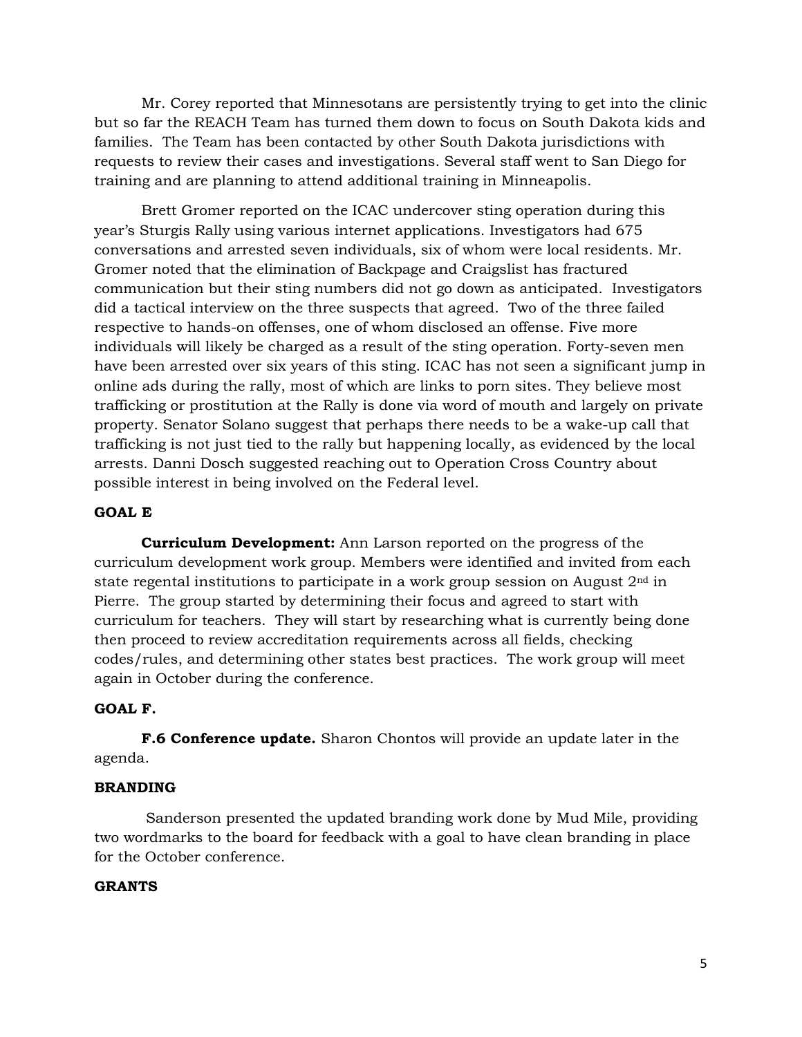Mr. Corey reported that Minnesotans are persistently trying to get into the clinic but so far the REACH Team has turned them down to focus on South Dakota kids and families. The Team has been contacted by other South Dakota jurisdictions with requests to review their cases and investigations. Several staff went to San Diego for training and are planning to attend additional training in Minneapolis.

Brett Gromer reported on the ICAC undercover sting operation during this year's Sturgis Rally using various internet applications. Investigators had 675 conversations and arrested seven individuals, six of whom were local residents. Mr. Gromer noted that the elimination of Backpage and Craigslist has fractured communication but their sting numbers did not go down as anticipated. Investigators did a tactical interview on the three suspects that agreed. Two of the three failed respective to hands-on offenses, one of whom disclosed an offense. Five more individuals will likely be charged as a result of the sting operation. Forty-seven men have been arrested over six years of this sting. ICAC has not seen a significant jump in online ads during the rally, most of which are links to porn sites. They believe most trafficking or prostitution at the Rally is done via word of mouth and largely on private property. Senator Solano suggest that perhaps there needs to be a wake-up call that trafficking is not just tied to the rally but happening locally, as evidenced by the local arrests. Danni Dosch suggested reaching out to Operation Cross Country about possible interest in being involved on the Federal level.

**GOAL E**

**Curriculum Development:** Ann Larson reported on the progress of the curriculum development work group. Members were identified and invited from each state regental institutions to participate in a work group session on August 2nd in Pierre. The group started by determining their focus and agreed to start with curriculum for teachers. They will start by researching what is currently being done then proceed to review accreditation requirements across all fields, checking codes/rules, and determining other states best practices. The work group will meet again in October during the conference.

**GOAL F.**

**F.6 Conference update.** Sharon Chontos will provide an update later in the agenda.

**BRANDING**

Sanderson presented the updated branding work done by Mud Mile, providing two wordmarks to the board for feedback with a goal to have clean branding in place for the October conference.

**GRANTS**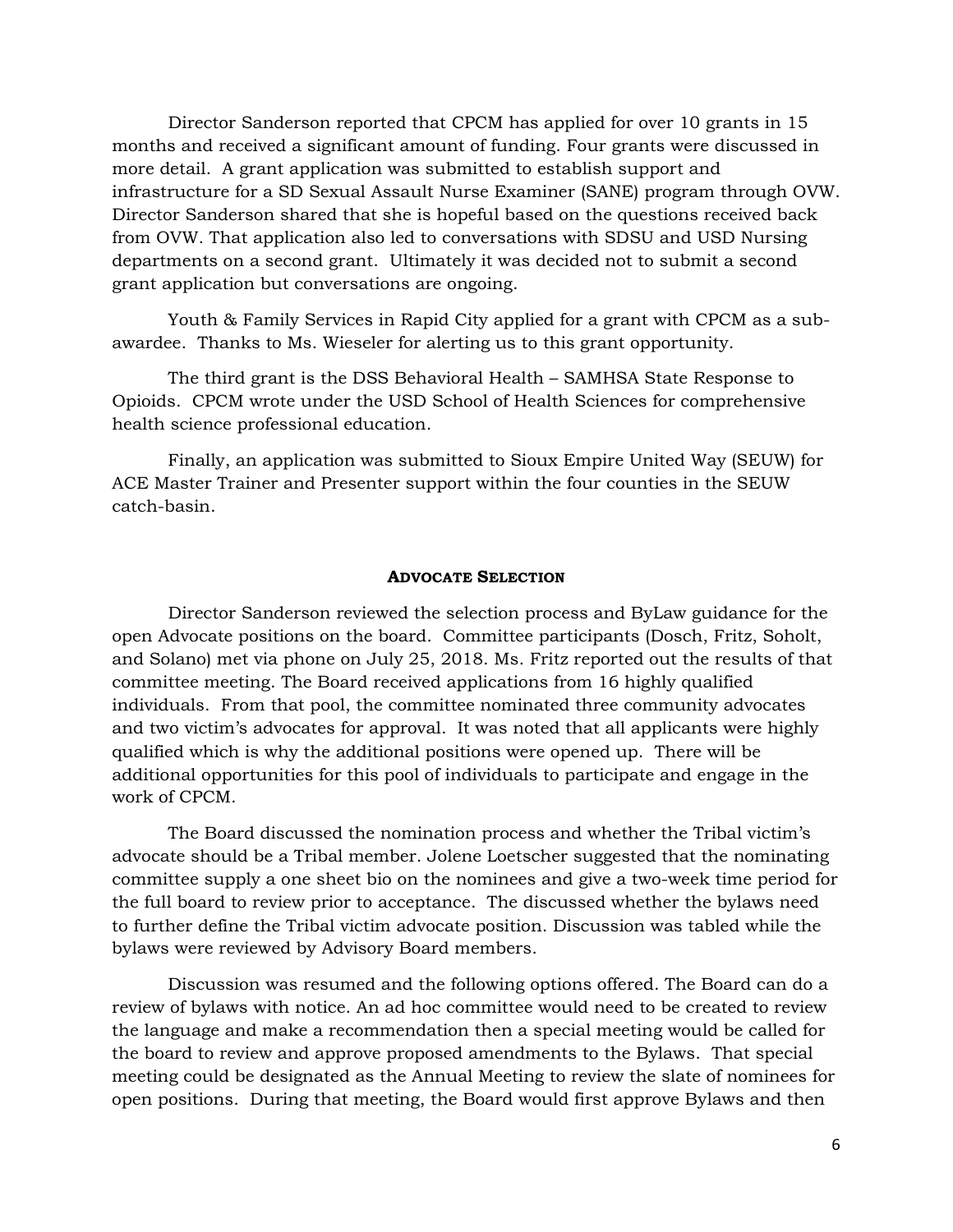Director Sanderson reported that CPCM has applied for over 10 grants in 15 months and received a significant amount of funding. Four grants were discussed in more detail. A grant application was submitted to establish support and infrastructure for a SD Sexual Assault Nurse Examiner (SANE) program through OVW. Director Sanderson shared that she is hopeful based on the questions received back from OVW. That application also led to conversations with SDSU and USD Nursing departments on a second grant. Ultimately it was decided not to submit a second grant application but conversations are ongoing.

Youth & Family Services in Rapid City applied for a grant with CPCM as a sub-awardee. Thanks to Ms. Wieseler for alerting us to this grant opportunity.

The third grant is the DSS Behavioral Health – SAMHSA State Response to Opioids. CPCM wrote under the USD School of Health Sciences for comprehensive health science professional education.

Finally, an application was submitted to Sioux Empire United Way (SEUW) for ACE Master Trainer and Presenter support within the four counties in the SEUW catch-basin.

## ADVOCATE SELECTION

Director Sanderson reviewed the selection process and ByLaw guidance for the open Advocate positions on the board. Committee participants (Dosch, Fritz, Soholt, and Solano) met via phone on July 25, 2018. Ms. Fritz reported out the results of that committee meeting. The Board received applications from 16 highly qualified individuals. From that pool, the committee nominated three community advocates and two victim's advocates for approval. It was noted that all applicants were highly qualified which is why the additional positions were opened up. There will be additional opportunities for this pool of individuals to participate and engage in the work of CPCM.

The Board discussed the nomination process and whether the Tribal victim's advocate should be a Tribal member. Jolene Loetscher suggested that the nominating committee supply a one sheet bio on the nominees and give a two-week time period for the full board to review prior to acceptance. The discussed whether the bylaws need to further define the Tribal victim advocate position. Discussion was tabled while the bylaws were reviewed by Advisory Board members.

Discussion was resumed and the following options offered. The Board can do a review of bylaws with notice. An ad hoc committee would need to be created to review the language and make a recommendation then a special meeting would be called for the board to review and approve proposed amendments to the Bylaws. That special meeting could be designated as the Annual Meeting to review the slate of nominees for open positions. During that meeting, the Board would first approve Bylaws and then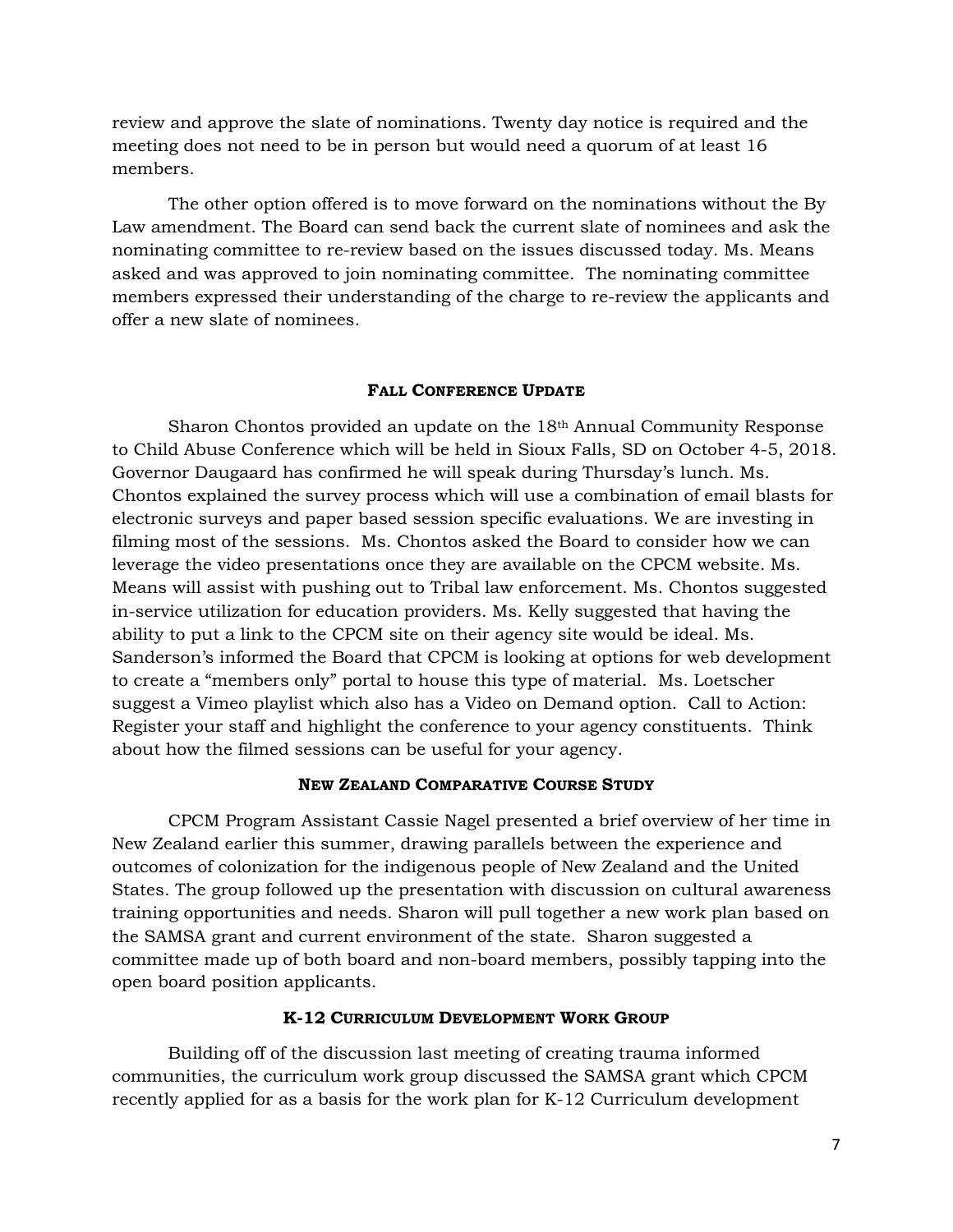review and approve the slate of nominations. Twenty day notice is required and the meeting does not need to be in person but would need a quorum of at least 16 members.

The other option offered is to move forward on the nominations without the By Law amendment. The Board can send back the current slate of nominees and ask the nominating committee to re-review based on the issues discussed today. Ms. Means asked and was approved to join nominating committee. The nominating committee members expressed their understanding of the charge to re-review the applicants and offer a new slate of nominees.

### FALL CONFERENCE UPDATE

Sharon Chontos provided an update on the 18th Annual Community Response to Child Abuse Conference which will be held in Sioux Falls, SD on October 4-5, 2018. Governor Daugaard has confirmed he will speak during Thursday's lunch. Ms. Chontos explained the survey process which will use a combination of email blasts for electronic surveys and paper based session specific evaluations. We are investing in filming most of the sessions. Ms. Chontos asked the Board to consider how we can leverage the video presentations once they are available on the CPCM website. Ms. Means will assist with pushing out to Tribal law enforcement. Ms. Chontos suggested in-service utilization for education providers. Ms. Kelly suggested that having the ability to put a link to the CPCM site on their agency site would be ideal. Ms. Sanderson's informed the Board that CPCM is looking at options for web development to create a "members only" portal to house this type of material. Ms. Loetscher suggest a Vimeo playlist which also has a Video on Demand option. Call to Action: Register your staff and highlight the conference to your agency constituents. Think about how the filmed sessions can be useful for your agency.

### NEW ZEALAND COMPARATIVE COURSE STUDY

CPCM Program Assistant Cassie Nagel presented a brief overview of her time in New Zealand earlier this summer, drawing parallels between the experience and outcomes of colonization for the indigenous people of New Zealand and the United States. The group followed up the presentation with discussion on cultural awareness training opportunities and needs. Sharon will pull together a new work plan based on the SAMSA grant and current environment of the state. Sharon suggested a committee made up of both board and non-board members, possibly tapping into the open board position applicants.

### K-12 CURRICULUM DEVELOPMENT WORK GROUP

Building off of the discussion last meeting of creating trauma informed communities, the curriculum work group discussed the SAMSA grant which CPCM recently applied for as a basis for the work plan for K-12 Curriculum development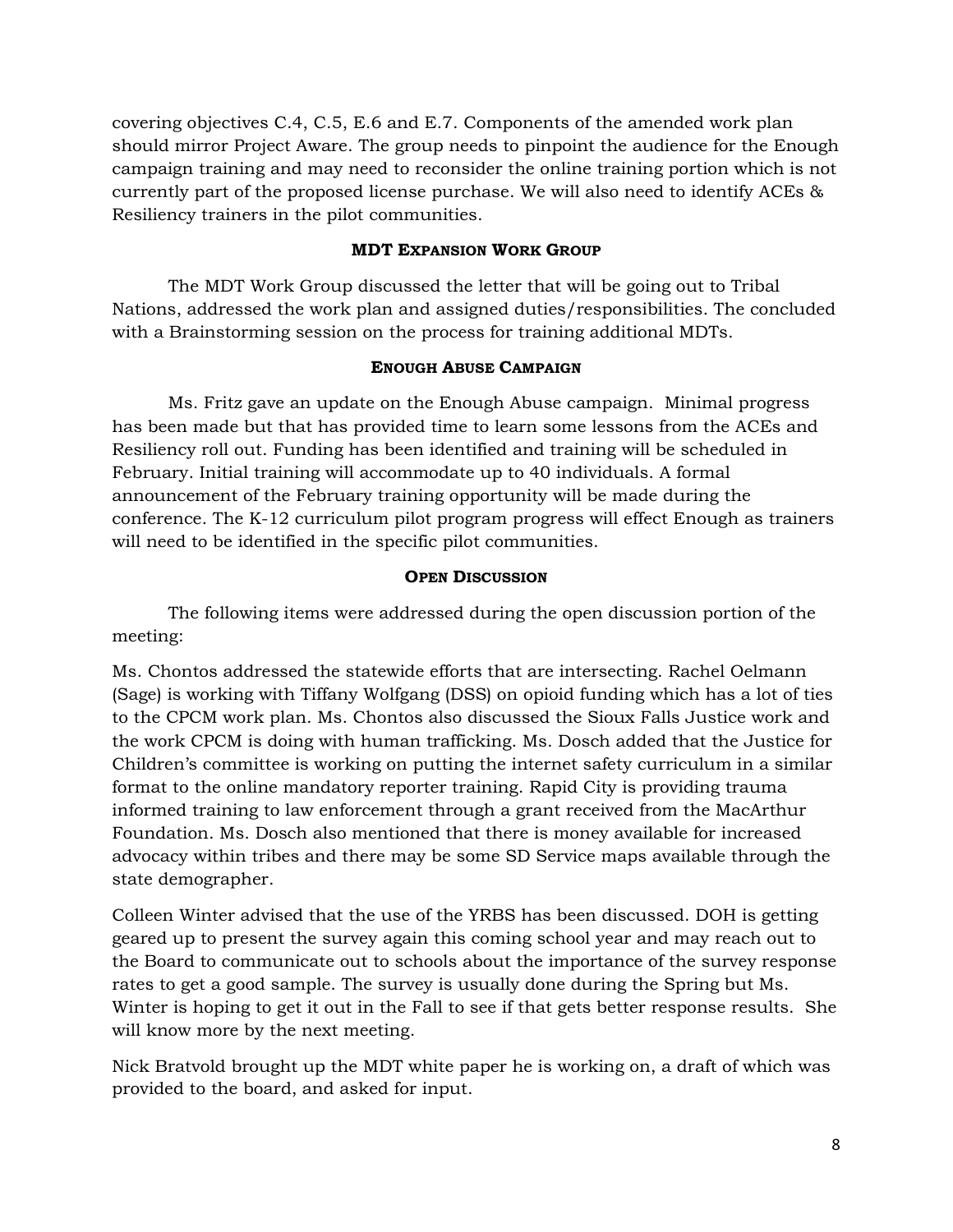covering objectives C.4, C.5, E.6 and E.7. Components of the amended work plan should mirror Project Aware. The group needs to pinpoint the audience for the Enough campaign training and may need to reconsider the online training portion which is not currently part of the proposed license purchase. We will also need to identify ACEs & Resiliency trainers in the pilot communities.

### MDT Expansion Work Group

The MDT Work Group discussed the letter that will be going out to Tribal Nations, addressed the work plan and assigned duties/responsibilities. The concluded with a Brainstorming session on the process for training additional MDTs.

### Enough Abuse Campaign

Ms. Fritz gave an update on the Enough Abuse campaign. Minimal progress has been made but that has provided time to learn some lessons from the ACEs and Resiliency roll out. Funding has been identified and training will be scheduled in February. Initial training will accommodate up to 40 individuals. A formal announcement of the February training opportunity will be made during the conference. The K-12 curriculum pilot program progress will effect Enough as trainers will need to be identified in the specific pilot communities.

### Open Discussion

The following items were addressed during the open discussion portion of the meeting:

Ms. Chontos addressed the statewide efforts that are intersecting. Rachel Oelmann (Sage) is working with Tiffany Wolfgang (DSS) on opioid funding which has a lot of ties to the CPCM work plan. Ms. Chontos also discussed the Sioux Falls Justice work and the work CPCM is doing with human trafficking. Ms. Dosch added that the Justice for Children's committee is working on putting the internet safety curriculum in a similar format to the online mandatory reporter training. Rapid City is providing trauma informed training to law enforcement through a grant received from the MacArthur Foundation. Ms. Dosch also mentioned that there is money available for increased advocacy within tribes and there may be some SD Service maps available through the state demographer.

Colleen Winter advised that the use of the YRBS has been discussed. DOH is getting geared up to present the survey again this coming school year and may reach out to the Board to communicate out to schools about the importance of the survey response rates to get a good sample. The survey is usually done during the Spring but Ms. Winter is hoping to get it out in the Fall to see if that gets better response results. She will know more by the next meeting.

Nick Bratvold brought up the MDT white paper he is working on, a draft of which was provided to the board, and asked for input.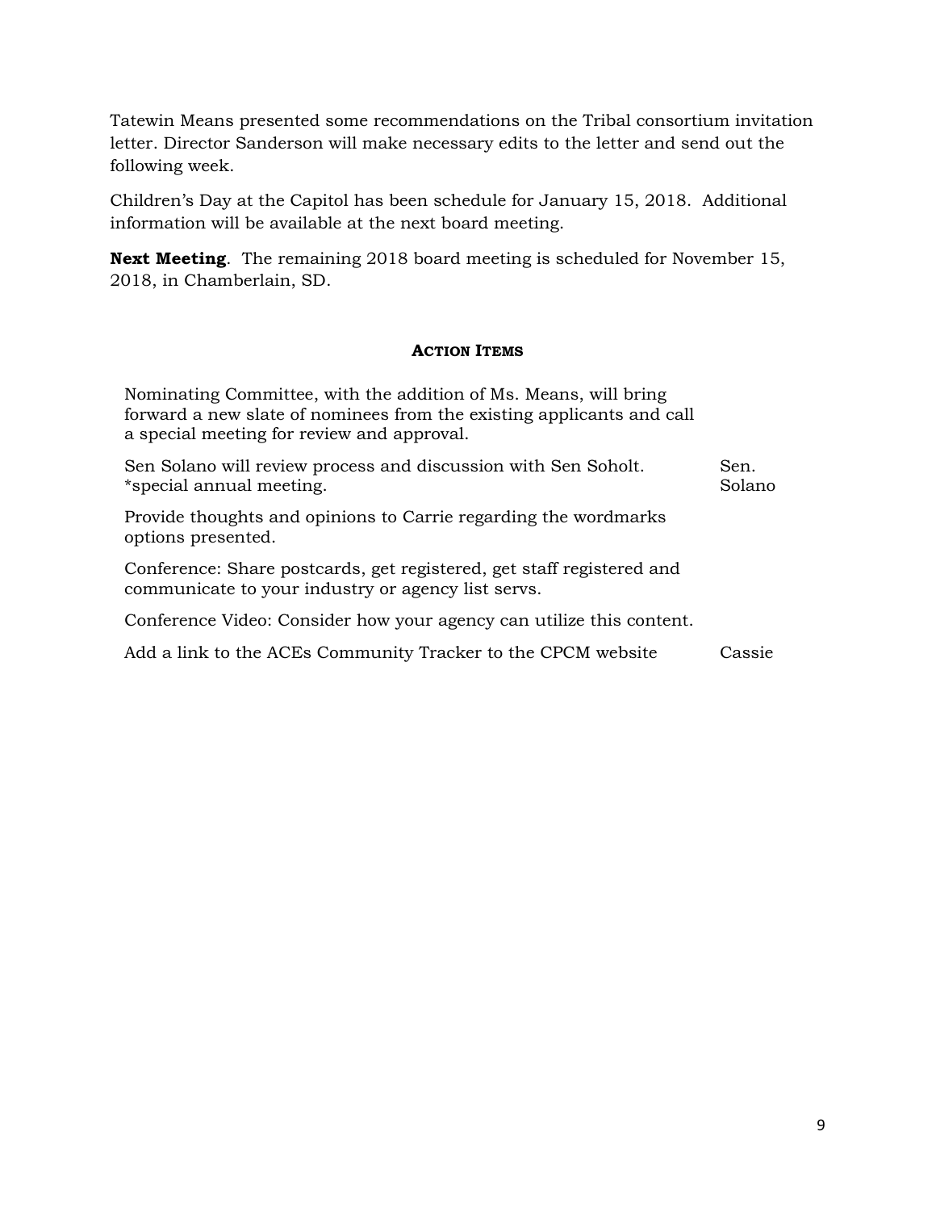Tatewin Means presented some recommendations on the Tribal consortium invitation letter. Director Sanderson will make necessary edits to the letter and send out the following week.

Children's Day at the Capitol has been schedule for January 15, 2018. Additional information will be available at the next board meeting.

**Next Meeting**. The remaining 2018 board meeting is scheduled for November 15, 2018, in Chamberlain, SD.

## ACTION ITEMS

| | |
|---|---|
| Nominating Committee, with the addition of Ms. Means, will bring forward a new slate of nominees from the existing applicants and call a special meeting for review and approval. | |
| Sen Solano will review process and discussion with Sen Soholt. *special annual meeting. | Sen. Solano |
| Provide thoughts and opinions to Carrie regarding the wordmarks options presented. | |
| Conference: Share postcards, get registered, get staff registered and communicate to your industry or agency list servs. | |
| Conference Video: Consider how your agency can utilize this content. | |
| Add a link to the ACEs Community Tracker to the CPCM website | Cassie |